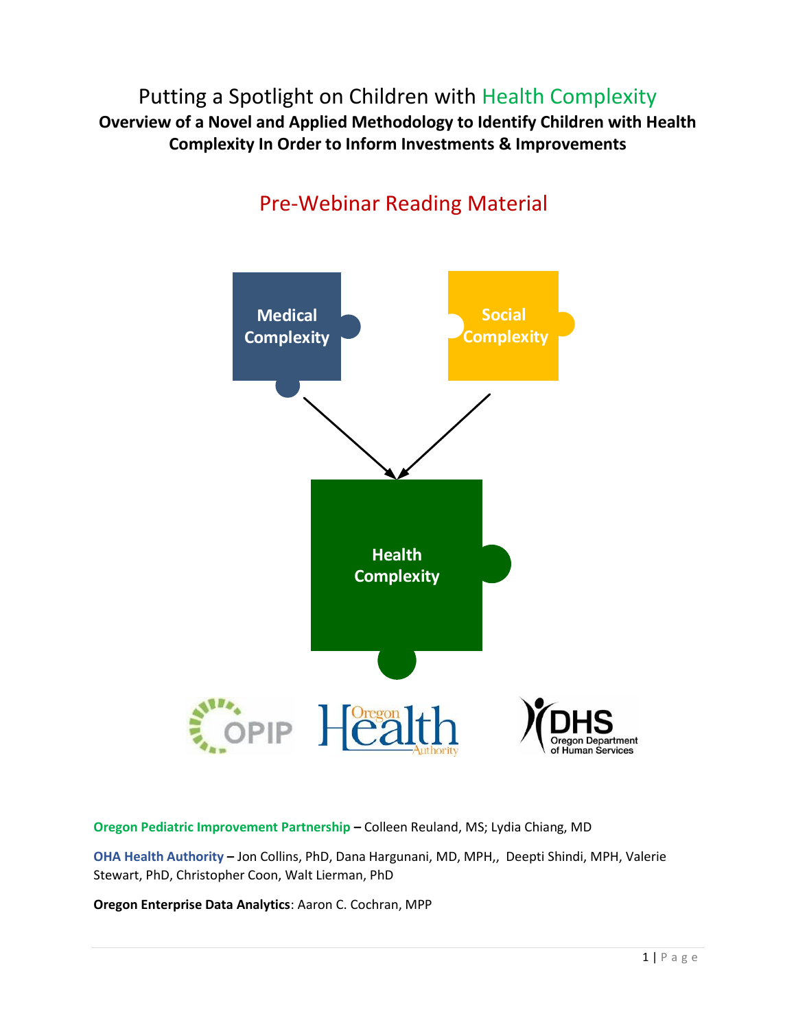# Putting a Spotlight on Children with Health Complexity

**Overview of a Novel and Applied Methodology to Identify Children with Health Complexity In Order to Inform Investments & Improvements**

## Pre-Webinar Reading Material

Medical Complexity

Social Complexity

Health Complexity

**Oregon Pediatric Improvement Partnership** – Colleen Reuland, MS; Lydia Chiang, MD

**OHA Health Authority** – Jon Collins, PhD, Dana Hargunani, MD, MPH,, Deepti Shindi, MPH, Valerie Stewart, PhD, Christopher Coon, Walt Lierman, PhD

**Oregon Enterprise Data Analytics**: Aaron C. Cochran, MPP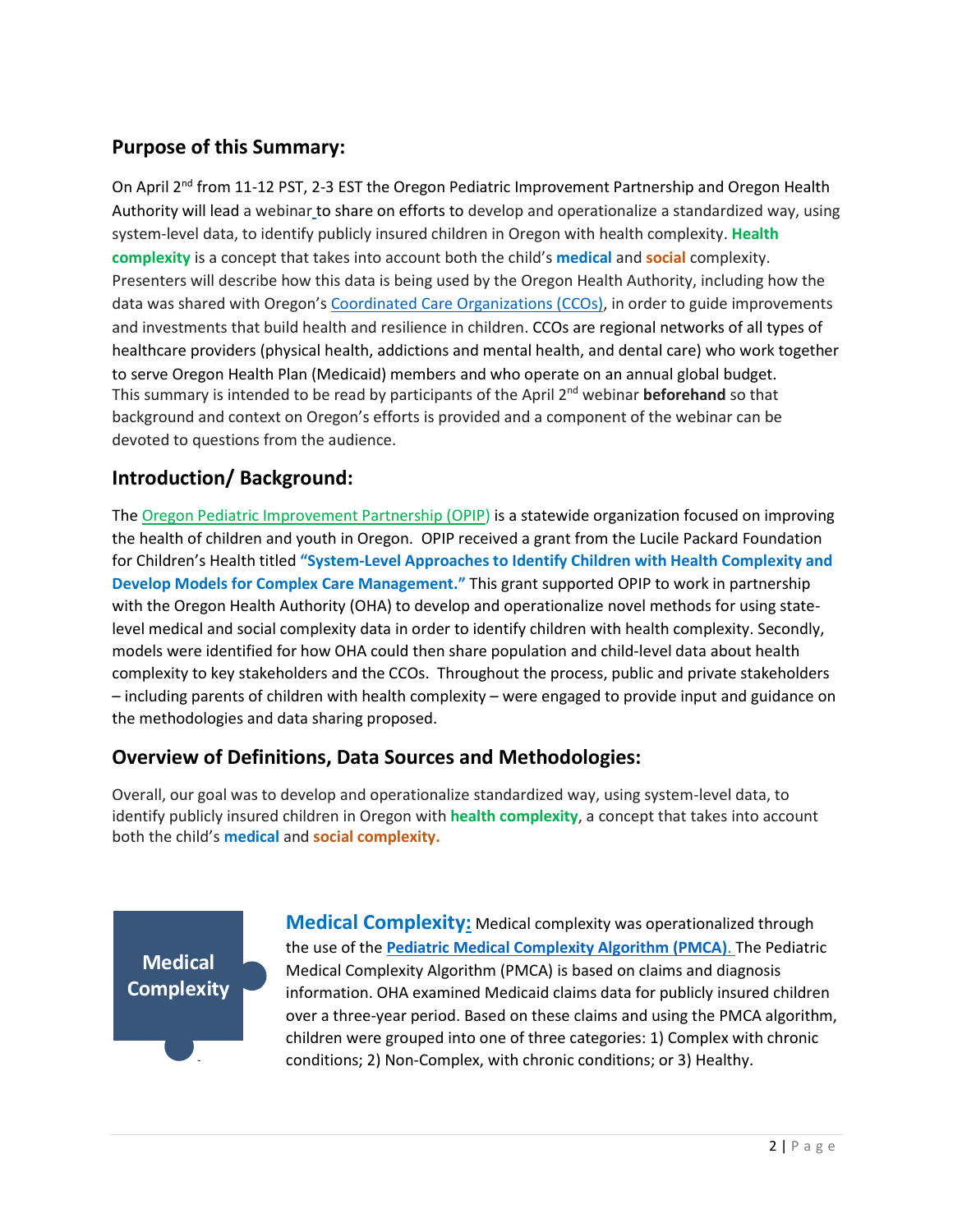## Purpose of this Summary:

On April 2nd from 11-12 PST, 2-3 EST the Oregon Pediatric Improvement Partnership and Oregon Health Authority will lead a webinar to share on efforts to develop and operationalize a standardized way, using system-level data, to identify publicly insured children in Oregon with health complexity. **Health complexity** is a concept that takes into account both the child's **medical** and **social** complexity. Presenters will describe how this data is being used by the Oregon Health Authority, including how the data was shared with Oregon's Coordinated Care Organizations (CCOs), in order to guide improvements and investments that build health and resilience in children. CCOs are regional networks of all types of healthcare providers (physical health, addictions and mental health, and dental care) who work together to serve Oregon Health Plan (Medicaid) members and who operate on an annual global budget. This summary is intended to be read by participants of the April 2nd webinar **beforehand** so that background and context on Oregon's efforts is provided and a component of the webinar can be devoted to questions from the audience.

## Introduction/ Background:

The Oregon Pediatric Improvement Partnership (OPIP) is a statewide organization focused on improving the health of children and youth in Oregon. OPIP received a grant from the Lucile Packard Foundation for Children's Health titled **"System-Level Approaches to Identify Children with Health Complexity and Develop Models for Complex Care Management."** This grant supported OPIP to work in partnership with the Oregon Health Authority (OHA) to develop and operationalize novel methods for using state-level medical and social complexity data in order to identify children with health complexity. Secondly, models were identified for how OHA could then share population and child-level data about health complexity to key stakeholders and the CCOs. Throughout the process, public and private stakeholders – including parents of children with health complexity – were engaged to provide input and guidance on the methodologies and data sharing proposed.

## Overview of Definitions, Data Sources and Methodologies:

Overall, our goal was to develop and operationalize standardized way, using system-level data, to identify publicly insured children in Oregon with **health complexity**, a concept that takes into account both the child's **medical** and **social complexity.**

**Medical Complexity**

**Medical Complexity:** Medical complexity was operationalized through the use of the **Pediatric Medical Complexity Algorithm (PMCA).** The Pediatric Medical Complexity Algorithm (PMCA) is based on claims and diagnosis information. OHA examined Medicaid claims data for publicly insured children over a three-year period. Based on these claims and using the PMCA algorithm, children were grouped into one of three categories: 1) Complex with chronic conditions; 2) Non-Complex, with chronic conditions; or 3) Healthy.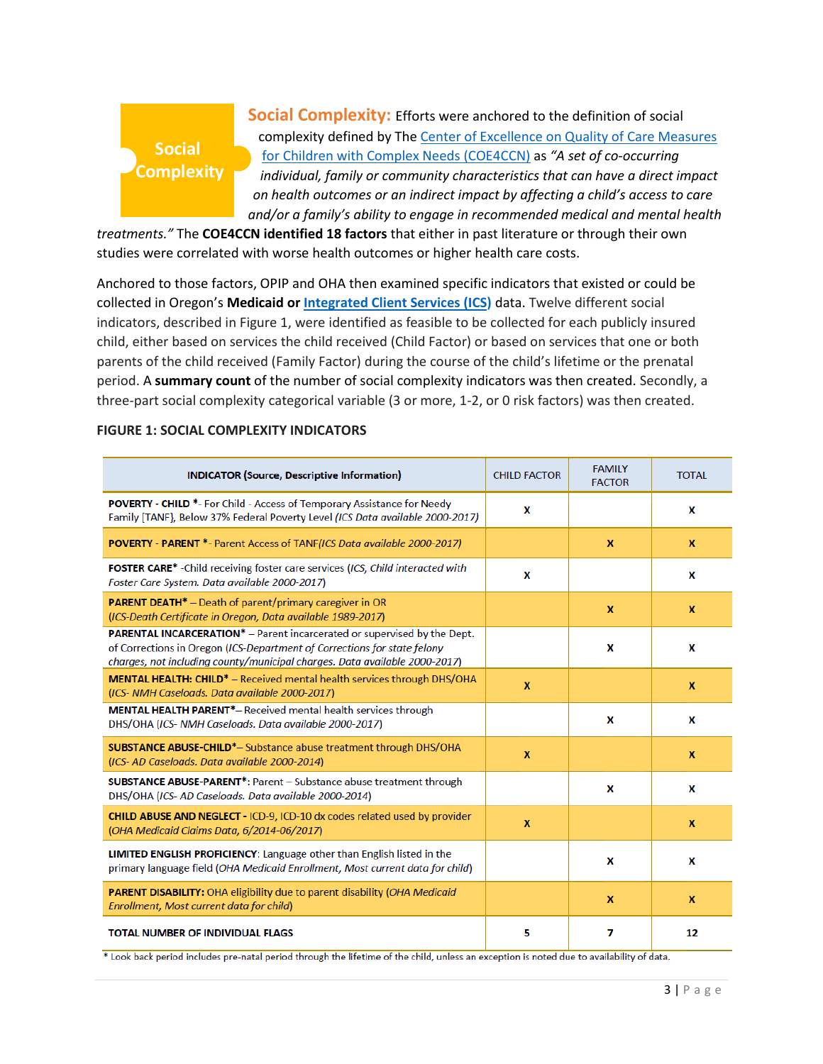**Social Complexity**

**Social Complexity:** Efforts were anchored to the definition of social complexity defined by The Center of Excellence on Quality of Care Measures for Children with Complex Needs (COE4CCN) as *"A set of co-occurring individual, family or community characteristics that can have a direct impact on health outcomes or an indirect impact by affecting a child's access to care and/or a family's ability to engage in recommended medical and mental health treatments."* The **COE4CCN identified 18 factors** that either in past literature or through their own studies were correlated with worse health outcomes or higher health care costs.

Anchored to those factors, OPIP and OHA then examined specific indicators that existed or could be collected in Oregon's **Medicaid or Integrated Client Services (ICS)** data. Twelve different social indicators, described in Figure 1, were identified as feasible to be collected for each publicly insured child, either based on services the child received (Child Factor) or based on services that one or both parents of the child received (Family Factor) during the course of the child's lifetime or the prenatal period. A **summary count** of the number of social complexity indicators was then created. Secondly, a three-part social complexity categorical variable (3 or more, 1-2, or 0 risk factors) was then created.

**FIGURE 1: SOCIAL COMPLEXITY INDICATORS**

| INDICATOR (Source, Descriptive Information) | CHILD FACTOR | FAMILY FACTOR | TOTAL |
|---|---|---|---|
| **POVERTY - CHILD \***- For Child - Access of Temporary Assistance for Needy Family [TANF], Below 37% Federal Poverty Level *(ICS Data available 2000-2017)* | X | | X |
| **POVERTY - PARENT \***- Parent Access of TANF*(ICS Data available 2000-2017)* | | X | X |
| **FOSTER CARE\*** -Child receiving foster care services (*ICS, Child interacted with Foster Care System. Data available 2000-2017*) | X | | X |
| **PARENT DEATH\*** – Death of parent/primary caregiver in OR (*ICS-Death Certificate in Oregon, Data available 1989-2017*) | | X | X |
| **PARENTAL INCARCERATION\*** – Parent incarcerated or supervised by the Dept. of Corrections in Oregon (*ICS-Department of Corrections for state felony charges, not including county/municipal charges. Data available 2000-2017*) | | X | X |
| **MENTAL HEALTH: CHILD\*** – Received mental health services through DHS/OHA (*ICS- NMH Caseloads. Data available 2000-2017*) | X | | X |
| **MENTAL HEALTH PARENT\***– Received mental health services through DHS/OHA (*ICS- NMH Caseloads. Data available 2000-2017*) | | X | X |
| **SUBSTANCE ABUSE-CHILD\***– Substance abuse treatment through DHS/OHA (*ICS- AD Caseloads. Data available 2000-2014*) | X | | X |
| **SUBSTANCE ABUSE-PARENT\***: Parent – Substance abuse treatment through DHS/OHA (*ICS- AD Caseloads. Data available 2000-2014*) | | X | X |
| **CHILD ABUSE AND NEGLECT -** ICD-9, ICD-10 dx codes related used by provider (*OHA Medicaid Claims Data, 6/2014-06/2017*) | X | | X |
| **LIMITED ENGLISH PROFICIENCY**: Language other than English listed in the primary language field (*OHA Medicaid Enrollment, Most current data for child*) | | X | X |
| **PARENT DISABILITY:** OHA eligibility due to parent disability (*OHA Medicaid Enrollment, Most current data for child*) | | X | X |
| **TOTAL NUMBER OF INDIVIDUAL FLAGS** | 5 | 7 | 12 |

\* Look back period includes pre-natal period through the lifetime of the child, unless an exception is noted due to availability of data.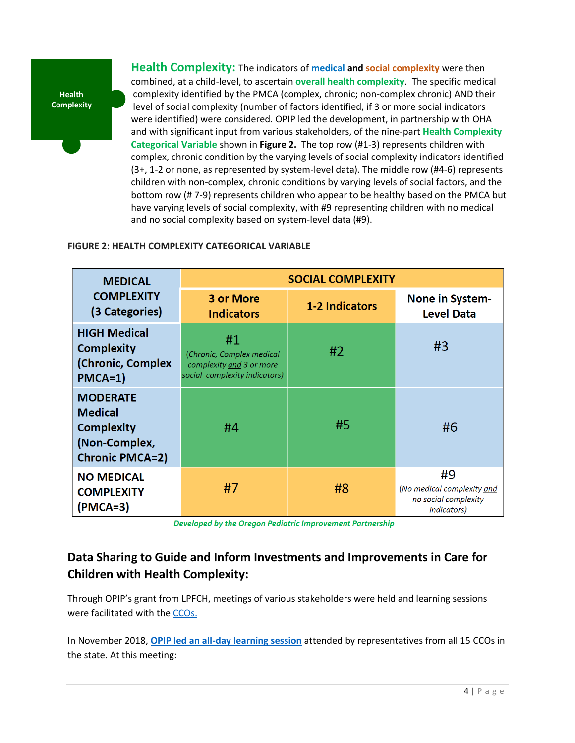Health Complexity

**Health Complexity:** The indicators of **medical** and **social complexity** were then combined, at a child-level, to ascertain **overall health complexity**. The specific medical complexity identified by the PMCA (complex, chronic; non-complex chronic) AND their level of social complexity (number of factors identified, if 3 or more social indicators were identified) were considered. OPIP led the development, in partnership with OHA and with significant input from various stakeholders, of the nine-part **Health Complexity Categorical Variable** shown in **Figure 2.** The top row (#1-3) represents children with complex, chronic condition by the varying levels of social complexity indicators identified (3+, 1-2 or none, as represented by system-level data). The middle row (#4-6) represents children with non-complex, chronic conditions by varying levels of social factors, and the bottom row (# 7-9) represents children who appear to be healthy based on the PMCA but have varying levels of social complexity, with #9 representing children with no medical and no social complexity based on system-level data (#9).

**FIGURE 2: HEALTH COMPLEXITY CATEGORICAL VARIABLE**

| MEDICAL COMPLEXITY (3 Categories) | SOCIAL COMPLEXITY | | |
|---|---|---|---|
| | **3 or More Indicators** | **1-2 Indicators** | **None in System-Level Data** |
| **HIGH Medical Complexity (Chronic, Complex PMCA=1)** | #1 *(Chronic, Complex medical complexity and 3 or more social complexity indicators)* | #2 | #3 |
| **MODERATE Medical Complexity (Non-Complex, Chronic PMCA=2)** | #4 | #5 | #6 |
| **NO MEDICAL COMPLEXITY (PMCA=3)** | #7 | #8 | #9 *(No medical complexity and no social complexity indicators)* |

***Developed by the Oregon Pediatric Improvement Partnership***

## Data Sharing to Guide and Inform Investments and Improvements in Care for Children with Health Complexity:

Through OPIP's grant from LPFCH, meetings of various stakeholders were held and learning sessions were facilitated with the CCOs.

In November 2018, **OPIP led an all-day learning session** attended by representatives from all 15 CCOs in the state. At this meeting: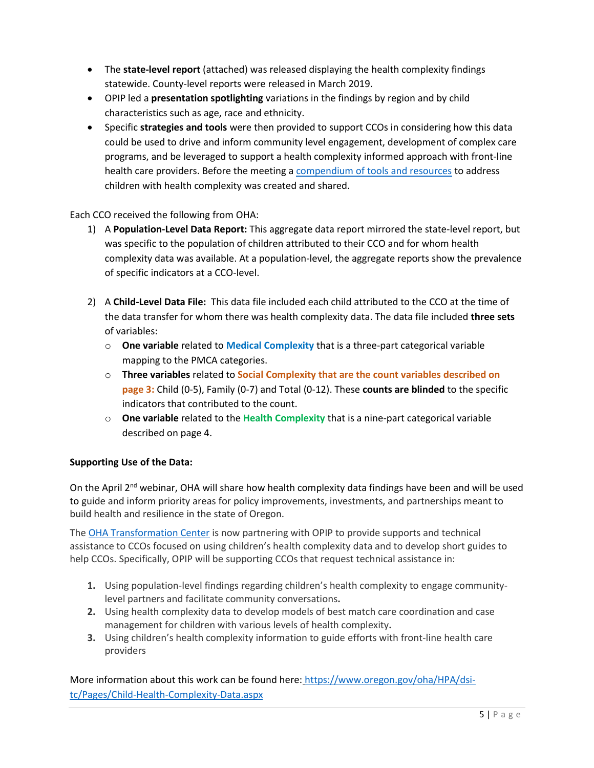- The **state-level report** (attached) was released displaying the health complexity findings statewide. County-level reports were released in March 2019.
- OPIP led a **presentation spotlighting** variations in the findings by region and by child characteristics such as age, race and ethnicity.
- Specific **strategies and tools** were then provided to support CCOs in considering how this data could be used to drive and inform community level engagement, development of complex care programs, and be leveraged to support a health complexity informed approach with front-line health care providers. Before the meeting a [compendium of tools and resources]() to address children with health complexity was created and shared.

Each CCO received the following from OHA:

1) A **Population-Level Data Report:** This aggregate data report mirrored the state-level report, but was specific to the population of children attributed to their CCO and for whom health complexity data was available. At a population-level, the aggregate reports show the prevalence of specific indicators at a CCO-level.

2) A **Child-Level Data File:** This data file included each child attributed to the CCO at the time of the data transfer for whom there was health complexity data. The data file included **three sets** of variables:
   - **One variable** related to **Medical Complexity** that is a three-part categorical variable mapping to the PMCA categories.
   - **Three variables** related to **Social Complexity that are the count variables described on page 3:** Child (0-5), Family (0-7) and Total (0-12). These **counts are blinded** to the specific indicators that contributed to the count.
   - **One variable** related to the **Health Complexity** that is a nine-part categorical variable described on page 4.

**Supporting Use of the Data:**

On the April 2nd webinar, OHA will share how health complexity data findings have been and will be used to guide and inform priority areas for policy improvements, investments, and partnerships meant to build health and resilience in the state of Oregon.

The [OHA Transformation Center]() is now partnering with OPIP to provide supports and technical assistance to CCOs focused on using children's health complexity data and to develop short guides to help CCOs. Specifically, OPIP will be supporting CCOs that request technical assistance in:

1. Using population-level findings regarding children's health complexity to engage community-level partners and facilitate community conversations.
2. Using health complexity data to develop models of best match care coordination and case management for children with various levels of health complexity.
3. Using children's health complexity information to guide efforts with front-line health care providers

More information about this work can be found here: [https://www.oregon.gov/oha/HPA/dsi-tc/Pages/Child-Health-Complexity-Data.aspx](https://www.oregon.gov/oha/HPA/dsi-tc/Pages/Child-Health-Complexity-Data.aspx)